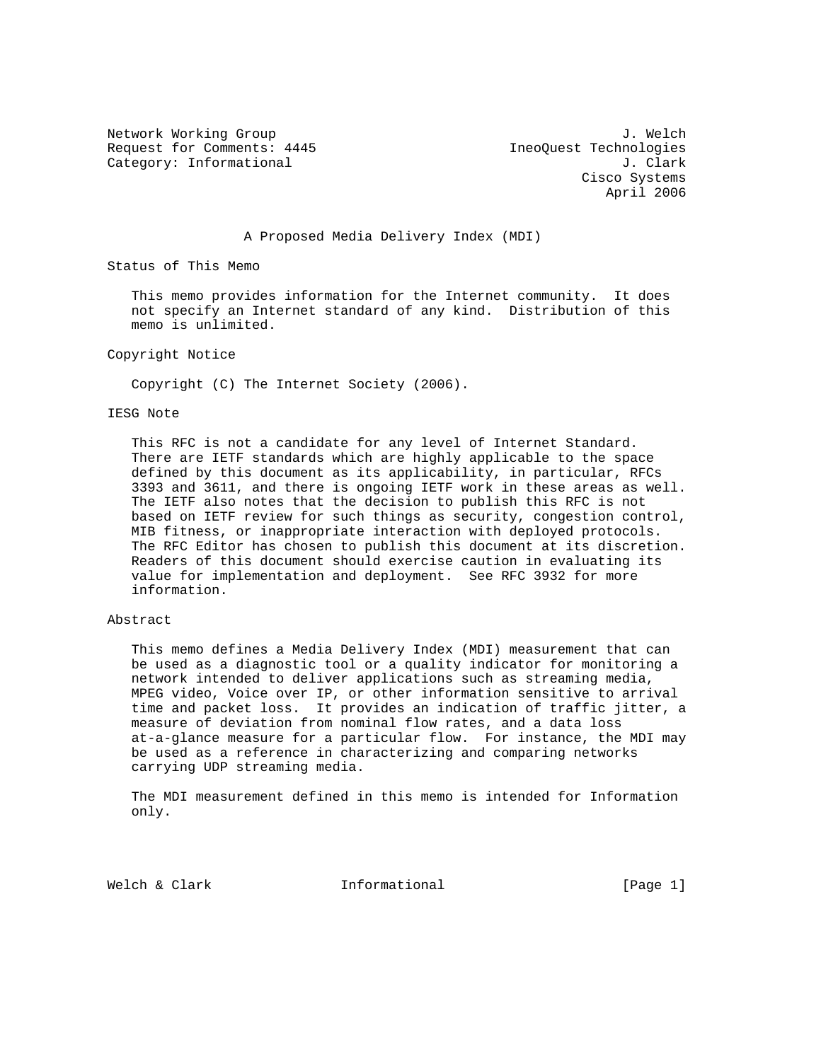Network Working Group J. Welch
Request for Comments: 4445 IneoQuest Technologies
Category: Informational J. Clark
Cisco Systems
April 2006

# A Proposed Media Delivery Index (MDI)

## Status of This Memo

This memo provides information for the Internet community. It does not specify an Internet standard of any kind. Distribution of this memo is unlimited.

## Copyright Notice

Copyright (C) The Internet Society (2006).

## IESG Note

This RFC is not a candidate for any level of Internet Standard. There are IETF standards which are highly applicable to the space defined by this document as its applicability, in particular, RFCs 3393 and 3611, and there is ongoing IETF work in these areas as well. The IETF also notes that the decision to publish this RFC is not based on IETF review for such things as security, congestion control, MIB fitness, or inappropriate interaction with deployed protocols. The RFC Editor has chosen to publish this document at its discretion. Readers of this document should exercise caution in evaluating its value for implementation and deployment. See RFC 3932 for more information.

## Abstract

This memo defines a Media Delivery Index (MDI) measurement that can be used as a diagnostic tool or a quality indicator for monitoring a network intended to deliver applications such as streaming media, MPEG video, Voice over IP, or other information sensitive to arrival time and packet loss. It provides an indication of traffic jitter, a measure of deviation from nominal flow rates, and a data loss at-a-glance measure for a particular flow. For instance, the MDI may be used as a reference in characterizing and comparing networks carrying UDP streaming media.

The MDI measurement defined in this memo is intended for Information only.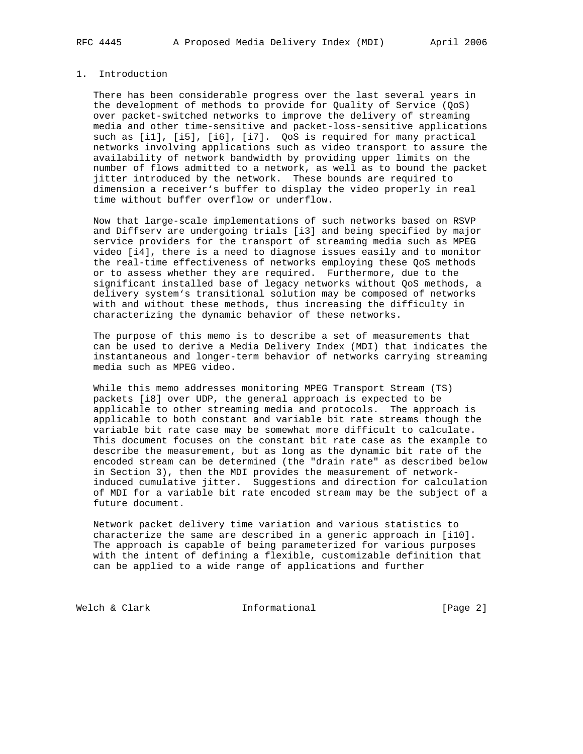## 1. Introduction

There has been considerable progress over the last several years in the development of methods to provide for Quality of Service (QoS) over packet-switched networks to improve the delivery of streaming media and other time-sensitive and packet-loss-sensitive applications such as [i1], [i5], [i6], [i7]. QoS is required for many practical networks involving applications such as video transport to assure the availability of network bandwidth by providing upper limits on the number of flows admitted to a network, as well as to bound the packet jitter introduced by the network. These bounds are required to dimension a receiver's buffer to display the video properly in real time without buffer overflow or underflow.

Now that large-scale implementations of such networks based on RSVP and Diffserv are undergoing trials [i3] and being specified by major service providers for the transport of streaming media such as MPEG video [i4], there is a need to diagnose issues easily and to monitor the real-time effectiveness of networks employing these QoS methods or to assess whether they are required. Furthermore, due to the significant installed base of legacy networks without QoS methods, a delivery system's transitional solution may be composed of networks with and without these methods, thus increasing the difficulty in characterizing the dynamic behavior of these networks.

The purpose of this memo is to describe a set of measurements that can be used to derive a Media Delivery Index (MDI) that indicates the instantaneous and longer-term behavior of networks carrying streaming media such as MPEG video.

While this memo addresses monitoring MPEG Transport Stream (TS) packets [i8] over UDP, the general approach is expected to be applicable to other streaming media and protocols. The approach is applicable to both constant and variable bit rate streams though the variable bit rate case may be somewhat more difficult to calculate. This document focuses on the constant bit rate case as the example to describe the measurement, but as long as the dynamic bit rate of the encoded stream can be determined (the "drain rate" as described below in Section 3), then the MDI provides the measurement of network-induced cumulative jitter. Suggestions and direction for calculation of MDI for a variable bit rate encoded stream may be the subject of a future document.

Network packet delivery time variation and various statistics to characterize the same are described in a generic approach in [i10]. The approach is capable of being parameterized for various purposes with the intent of defining a flexible, customizable definition that can be applied to a wide range of applications and further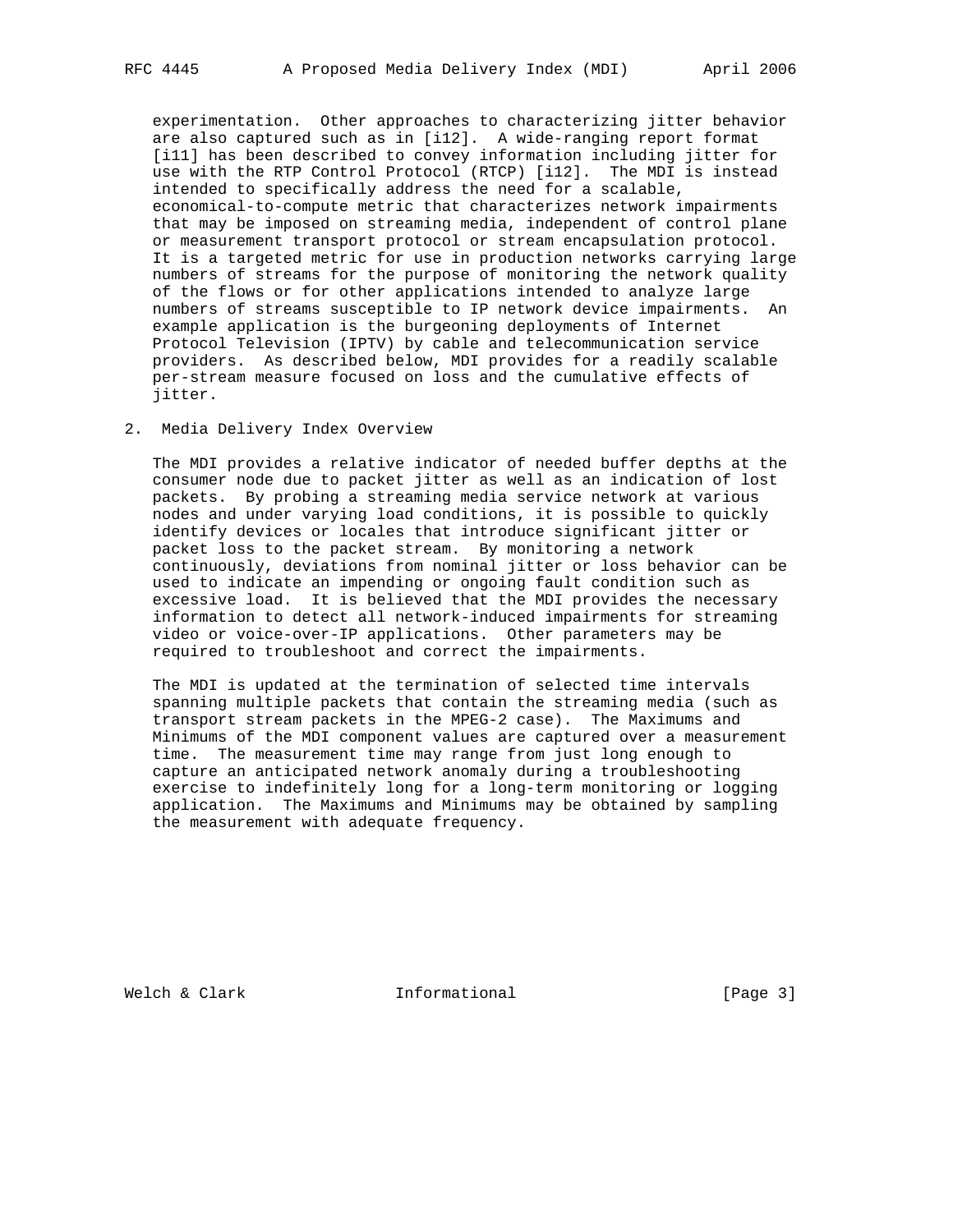experimentation. Other approaches to characterizing jitter behavior are also captured such as in [i12]. A wide-ranging report format [i11] has been described to convey information including jitter for use with the RTP Control Protocol (RTCP) [i12]. The MDI is instead intended to specifically address the need for a scalable, economical-to-compute metric that characterizes network impairments that may be imposed on streaming media, independent of control plane or measurement transport protocol or stream encapsulation protocol. It is a targeted metric for use in production networks carrying large numbers of streams for the purpose of monitoring the network quality of the flows or for other applications intended to analyze large numbers of streams susceptible to IP network device impairments. An example application is the burgeoning deployments of Internet Protocol Television (IPTV) by cable and telecommunication service providers. As described below, MDI provides for a readily scalable per-stream measure focused on loss and the cumulative effects of jitter.

## 2. Media Delivery Index Overview

The MDI provides a relative indicator of needed buffer depths at the consumer node due to packet jitter as well as an indication of lost packets. By probing a streaming media service network at various nodes and under varying load conditions, it is possible to quickly identify devices or locales that introduce significant jitter or packet loss to the packet stream. By monitoring a network continuously, deviations from nominal jitter or loss behavior can be used to indicate an impending or ongoing fault condition such as excessive load. It is believed that the MDI provides the necessary information to detect all network-induced impairments for streaming video or voice-over-IP applications. Other parameters may be required to troubleshoot and correct the impairments.

The MDI is updated at the termination of selected time intervals spanning multiple packets that contain the streaming media (such as transport stream packets in the MPEG-2 case). The Maximums and Minimums of the MDI component values are captured over a measurement time. The measurement time may range from just long enough to capture an anticipated network anomaly during a troubleshooting exercise to indefinitely long for a long-term monitoring or logging application. The Maximums and Minimums may be obtained by sampling the measurement with adequate frequency.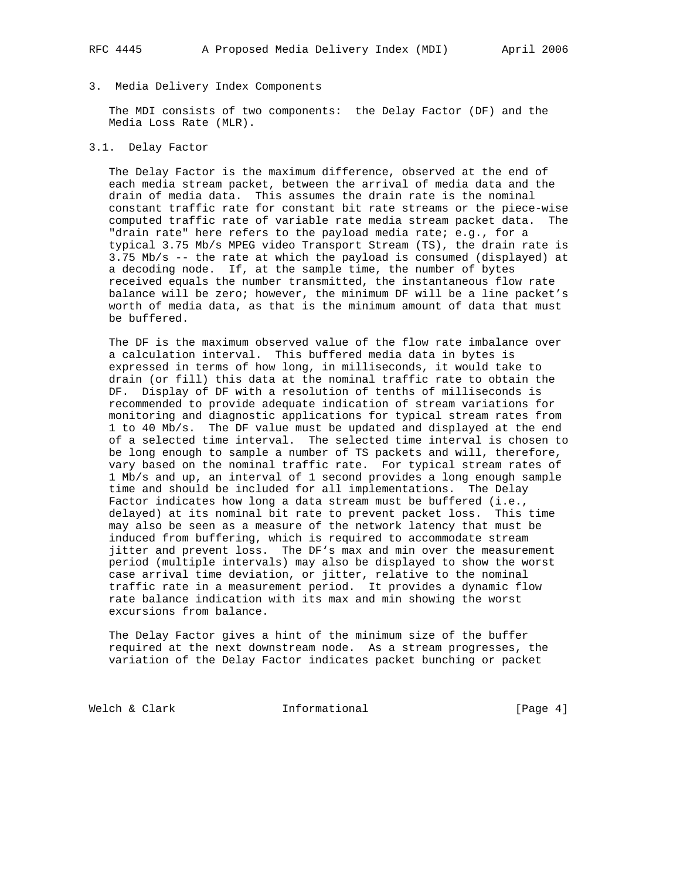## 3. Media Delivery Index Components

The MDI consists of two components: the Delay Factor (DF) and the Media Loss Rate (MLR).

### 3.1. Delay Factor

The Delay Factor is the maximum difference, observed at the end of each media stream packet, between the arrival of media data and the drain of media data. This assumes the drain rate is the nominal constant traffic rate for constant bit rate streams or the piece-wise computed traffic rate of variable rate media stream packet data. The "drain rate" here refers to the payload media rate; e.g., for a typical 3.75 Mb/s MPEG video Transport Stream (TS), the drain rate is 3.75 Mb/s -- the rate at which the payload is consumed (displayed) at a decoding node. If, at the sample time, the number of bytes received equals the number transmitted, the instantaneous flow rate balance will be zero; however, the minimum DF will be a line packet's worth of media data, as that is the minimum amount of data that must be buffered.

The DF is the maximum observed value of the flow rate imbalance over a calculation interval. This buffered media data in bytes is expressed in terms of how long, in milliseconds, it would take to drain (or fill) this data at the nominal traffic rate to obtain the DF. Display of DF with a resolution of tenths of milliseconds is recommended to provide adequate indication of stream variations for monitoring and diagnostic applications for typical stream rates from 1 to 40 Mb/s. The DF value must be updated and displayed at the end of a selected time interval. The selected time interval is chosen to be long enough to sample a number of TS packets and will, therefore, vary based on the nominal traffic rate. For typical stream rates of 1 Mb/s and up, an interval of 1 second provides a long enough sample time and should be included for all implementations. The Delay Factor indicates how long a data stream must be buffered (i.e., delayed) at its nominal bit rate to prevent packet loss. This time may also be seen as a measure of the network latency that must be induced from buffering, which is required to accommodate stream jitter and prevent loss. The DF's max and min over the measurement period (multiple intervals) may also be displayed to show the worst case arrival time deviation, or jitter, relative to the nominal traffic rate in a measurement period. It provides a dynamic flow rate balance indication with its max and min showing the worst excursions from balance.

The Delay Factor gives a hint of the minimum size of the buffer required at the next downstream node. As a stream progresses, the variation of the Delay Factor indicates packet bunching or packet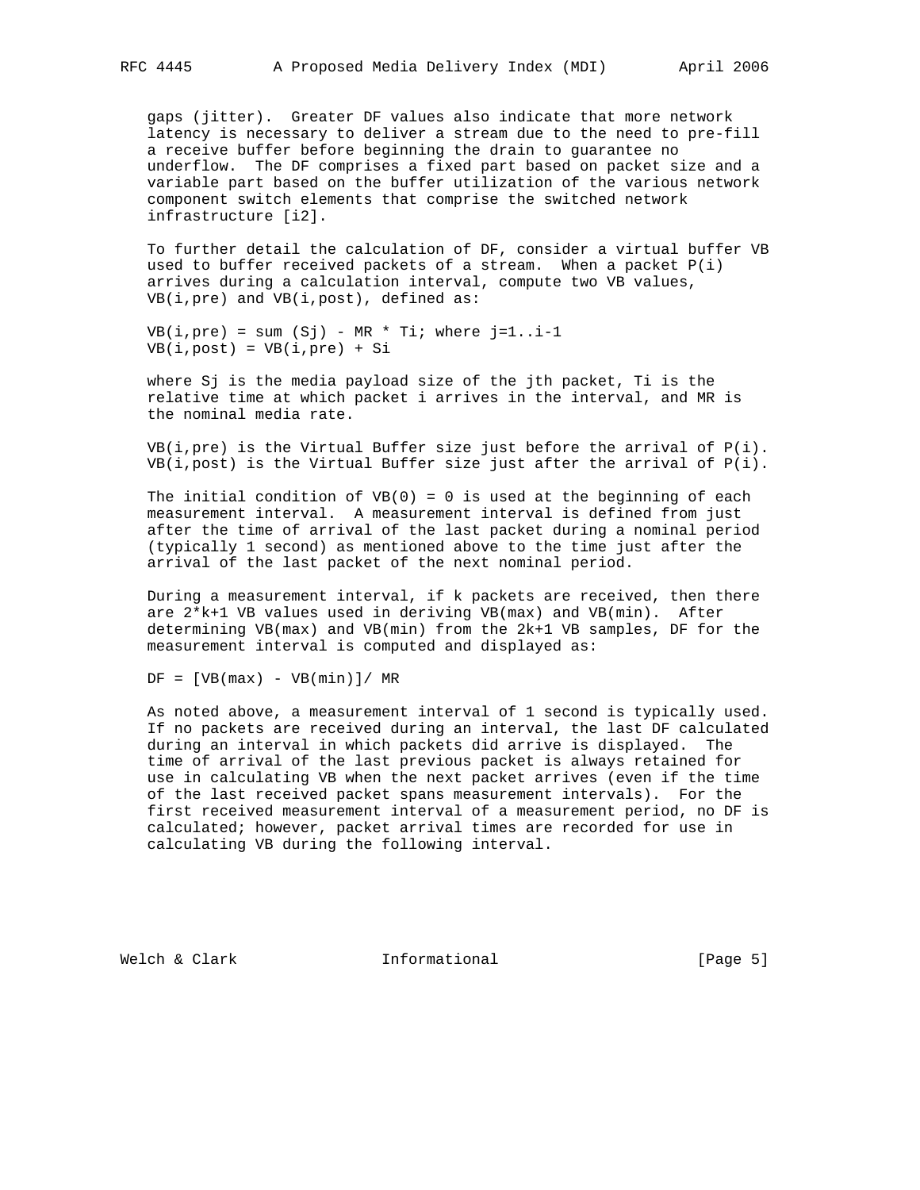gaps (jitter). Greater DF values also indicate that more network latency is necessary to deliver a stream due to the need to pre-fill a receive buffer before beginning the drain to guarantee no underflow. The DF comprises a fixed part based on packet size and a variable part based on the buffer utilization of the various network component switch elements that comprise the switched network infrastructure [i2].

To further detail the calculation of DF, consider a virtual buffer VB used to buffer received packets of a stream. When a packet P(i) arrives during a calculation interval, compute two VB values, VB(i,pre) and VB(i,post), defined as:

$$VB(i,pre) = \sum (S_j) - MR * T_i; \text{ where } j=1..i-1$$
$$VB(i,post) = VB(i,pre) + S_i$$

where $S_j$ is the media payload size of the jth packet, $T_i$ is the relative time at which packet i arrives in the interval, and MR is the nominal media rate.

VB(i,pre) is the Virtual Buffer size just before the arrival of P(i). VB(i,post) is the Virtual Buffer size just after the arrival of P(i).

The initial condition of VB(0) = 0 is used at the beginning of each measurement interval. A measurement interval is defined from just after the time of arrival of the last packet during a nominal period (typically 1 second) as mentioned above to the time just after the arrival of the last packet of the next nominal period.

During a measurement interval, if k packets are received, then there are 2*k+1 VB values used in deriving VB(max) and VB(min). After determining VB(max) and VB(min) from the 2k+1 VB samples, DF for the measurement interval is computed and displayed as:

$$DF = [VB(max) - VB(min)] / MR$$

As noted above, a measurement interval of 1 second is typically used. If no packets are received during an interval, the last DF calculated during an interval in which packets did arrive is displayed. The time of arrival of the last previous packet is always retained for use in calculating VB when the next packet arrives (even if the time of the last received packet spans measurement intervals). For the first received measurement interval of a measurement period, no DF is calculated; however, packet arrival times are recorded for use in calculating VB during the following interval.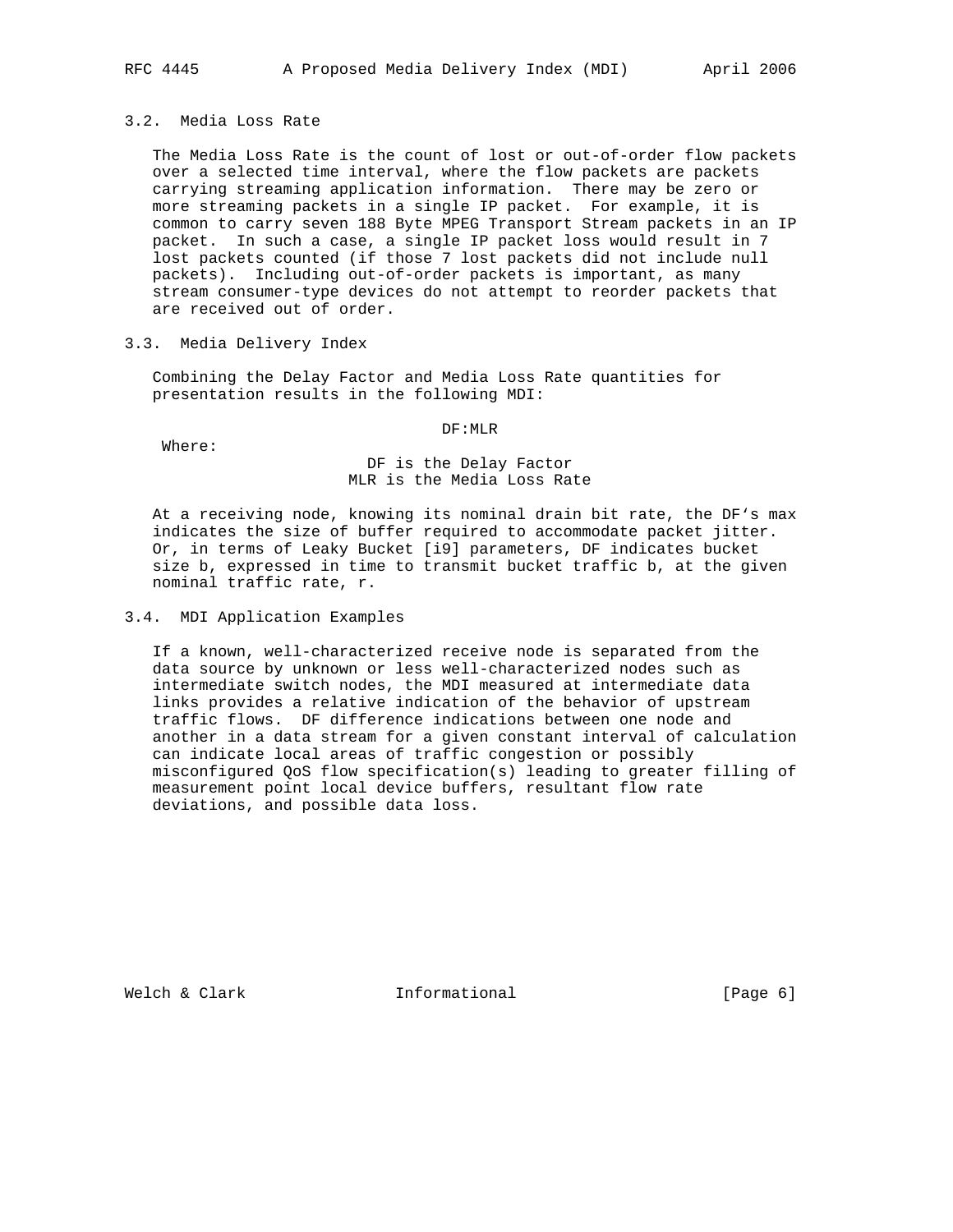## 3.2. Media Loss Rate

The Media Loss Rate is the count of lost or out-of-order flow packets over a selected time interval, where the flow packets are packets carrying streaming application information. There may be zero or more streaming packets in a single IP packet. For example, it is common to carry seven 188 Byte MPEG Transport Stream packets in an IP packet. In such a case, a single IP packet loss would result in 7 lost packets counted (if those 7 lost packets did not include null packets). Including out-of-order packets is important, as many stream consumer-type devices do not attempt to reorder packets that are received out of order.

## 3.3. Media Delivery Index

Combining the Delay Factor and Media Loss Rate quantities for presentation results in the following MDI:

DF:MLR

Where:

DF is the Delay Factor
MLR is the Media Loss Rate

At a receiving node, knowing its nominal drain bit rate, the DF's max indicates the size of buffer required to accommodate packet jitter. Or, in terms of Leaky Bucket [i9] parameters, DF indicates bucket size b, expressed in time to transmit bucket traffic b, at the given nominal traffic rate, r.

## 3.4. MDI Application Examples

If a known, well-characterized receive node is separated from the data source by unknown or less well-characterized nodes such as intermediate switch nodes, the MDI measured at intermediate data links provides a relative indication of the behavior of upstream traffic flows. DF difference indications between one node and another in a data stream for a given constant interval of calculation can indicate local areas of traffic congestion or possibly misconfigured QoS flow specification(s) leading to greater filling of measurement point local device buffers, resultant flow rate deviations, and possible data loss.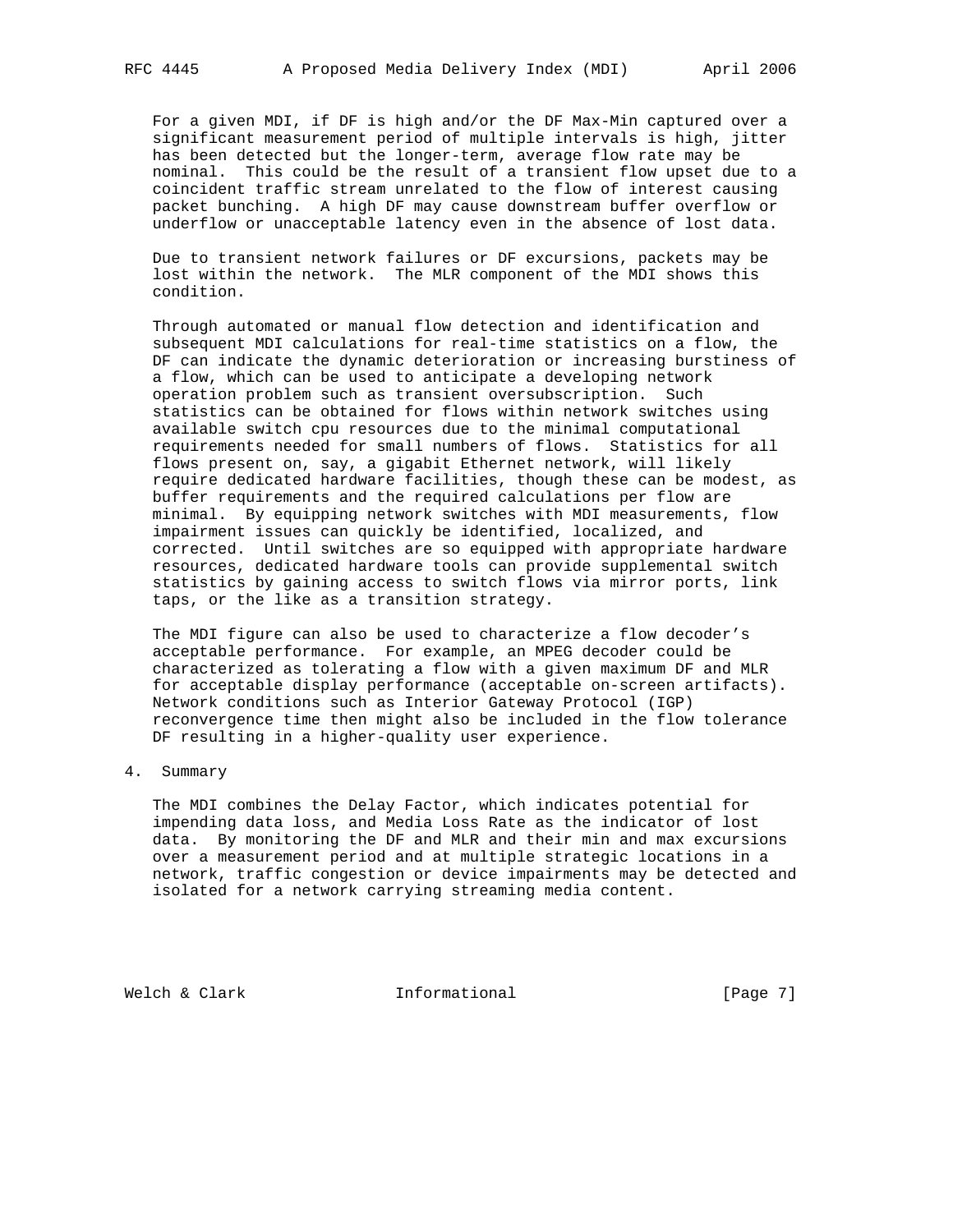For a given MDI, if DF is high and/or the DF Max-Min captured over a significant measurement period of multiple intervals is high, jitter has been detected but the longer-term, average flow rate may be nominal. This could be the result of a transient flow upset due to a coincident traffic stream unrelated to the flow of interest causing packet bunching. A high DF may cause downstream buffer overflow or underflow or unacceptable latency even in the absence of lost data.

Due to transient network failures or DF excursions, packets may be lost within the network. The MLR component of the MDI shows this condition.

Through automated or manual flow detection and identification and subsequent MDI calculations for real-time statistics on a flow, the DF can indicate the dynamic deterioration or increasing burstiness of a flow, which can be used to anticipate a developing network operation problem such as transient oversubscription. Such statistics can be obtained for flows within network switches using available switch cpu resources due to the minimal computational requirements needed for small numbers of flows. Statistics for all flows present on, say, a gigabit Ethernet network, will likely require dedicated hardware facilities, though these can be modest, as buffer requirements and the required calculations per flow are minimal. By equipping network switches with MDI measurements, flow impairment issues can quickly be identified, localized, and corrected. Until switches are so equipped with appropriate hardware resources, dedicated hardware tools can provide supplemental switch statistics by gaining access to switch flows via mirror ports, link taps, or the like as a transition strategy.

The MDI figure can also be used to characterize a flow decoder's acceptable performance. For example, an MPEG decoder could be characterized as tolerating a flow with a given maximum DF and MLR for acceptable display performance (acceptable on-screen artifacts). Network conditions such as Interior Gateway Protocol (IGP) reconvergence time then might also be included in the flow tolerance DF resulting in a higher-quality user experience.

## 4. Summary

The MDI combines the Delay Factor, which indicates potential for impending data loss, and Media Loss Rate as the indicator of lost data. By monitoring the DF and MLR and their min and max excursions over a measurement period and at multiple strategic locations in a network, traffic congestion or device impairments may be detected and isolated for a network carrying streaming media content.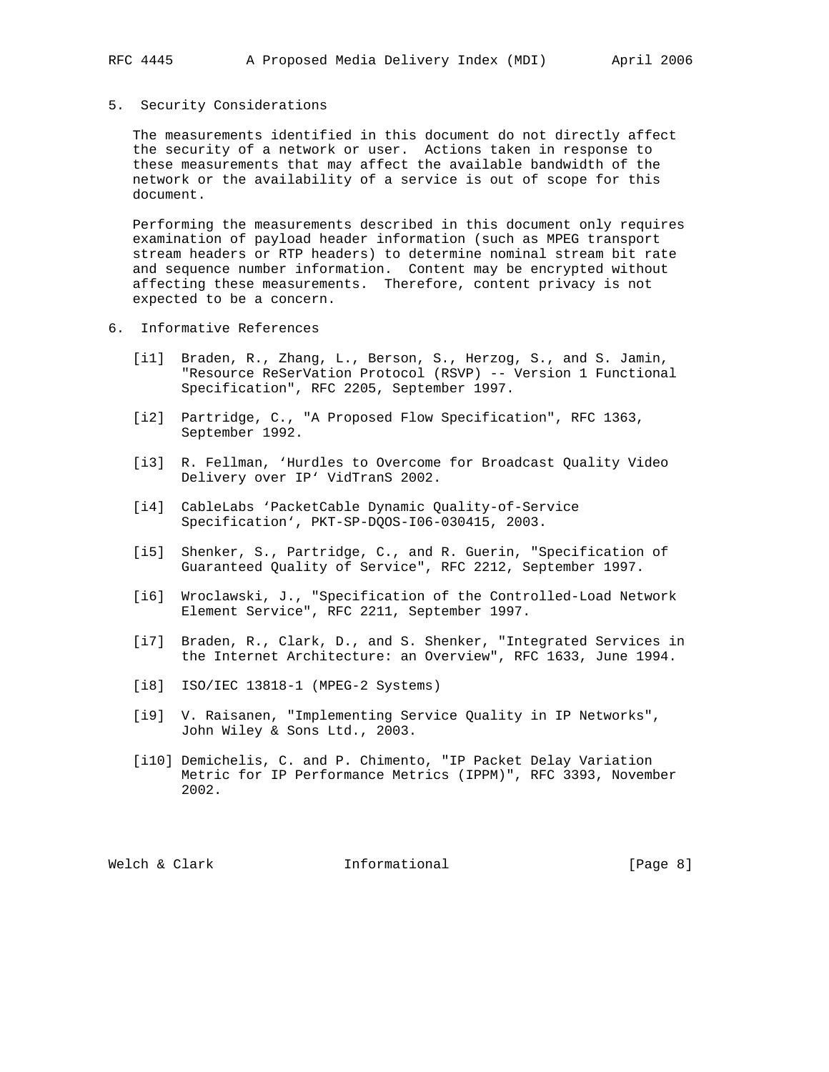## 5. Security Considerations

The measurements identified in this document do not directly affect the security of a network or user. Actions taken in response to these measurements that may affect the available bandwidth of the network or the availability of a service is out of scope for this document.

Performing the measurements described in this document only requires examination of payload header information (such as MPEG transport stream headers or RTP headers) to determine nominal stream bit rate and sequence number information. Content may be encrypted without affecting these measurements. Therefore, content privacy is not expected to be a concern.

## 6. Informative References

[i1] Braden, R., Zhang, L., Berson, S., Herzog, S., and S. Jamin, "Resource ReSerVation Protocol (RSVP) -- Version 1 Functional Specification", RFC 2205, September 1997.

[i2] Partridge, C., "A Proposed Flow Specification", RFC 1363, September 1992.

[i3] R. Fellman, ‘Hurdles to Overcome for Broadcast Quality Video Delivery over IP‘ VidTranS 2002.

[i4] CableLabs ‘PacketCable Dynamic Quality-of-Service Specification‘, PKT-SP-DQOS-I06-030415, 2003.

[i5] Shenker, S., Partridge, C., and R. Guerin, "Specification of Guaranteed Quality of Service", RFC 2212, September 1997.

[i6] Wroclawski, J., "Specification of the Controlled-Load Network Element Service", RFC 2211, September 1997.

[i7] Braden, R., Clark, D., and S. Shenker, "Integrated Services in the Internet Architecture: an Overview", RFC 1633, June 1994.

[i8] ISO/IEC 13818-1 (MPEG-2 Systems)

[i9] V. Raisanen, "Implementing Service Quality in IP Networks", John Wiley & Sons Ltd., 2003.

[i10] Demichelis, C. and P. Chimento, "IP Packet Delay Variation Metric for IP Performance Metrics (IPPM)", RFC 3393, November 2002.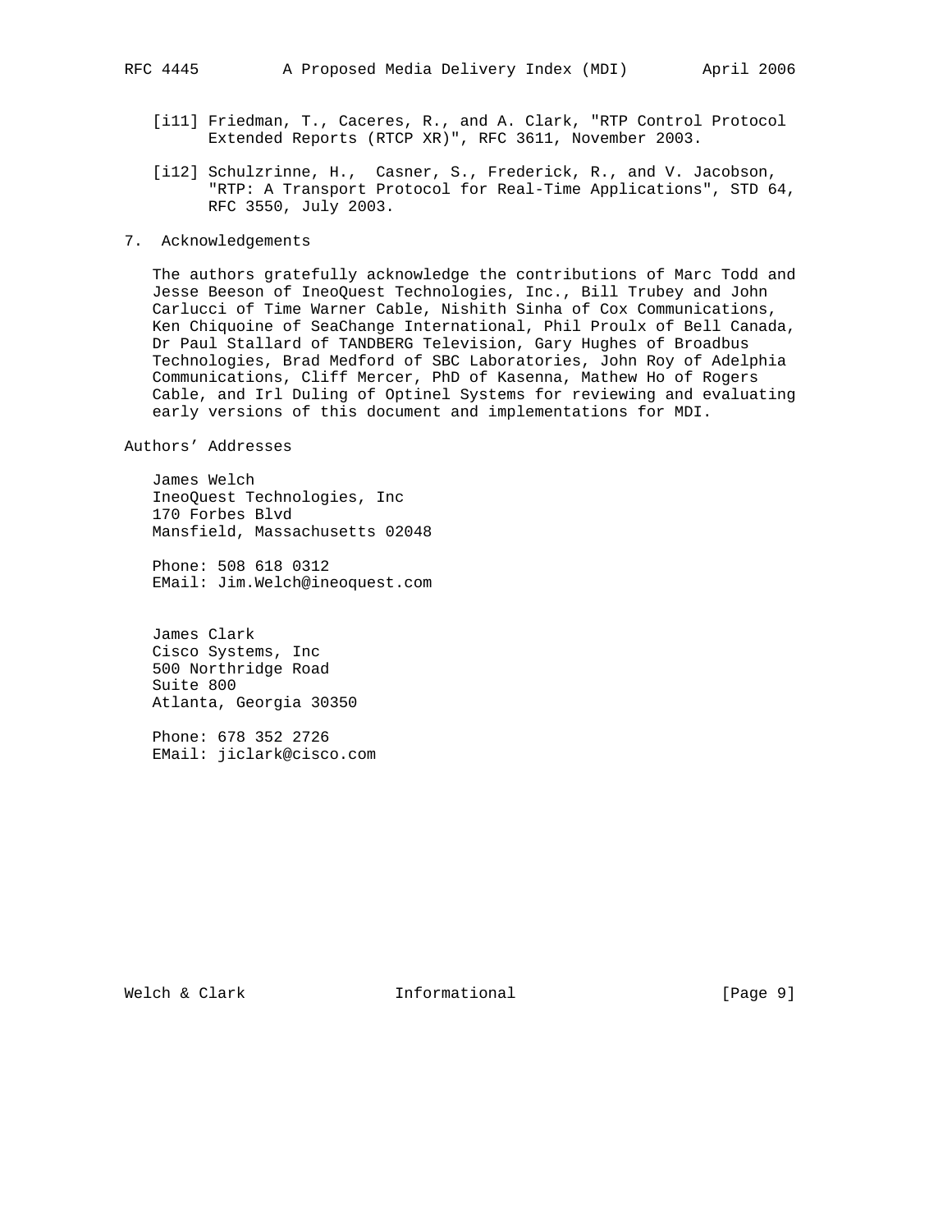[i11] Friedman, T., Caceres, R., and A. Clark, "RTP Control Protocol Extended Reports (RTCP XR)", RFC 3611, November 2003.

[i12] Schulzrinne, H., Casner, S., Frederick, R., and V. Jacobson, "RTP: A Transport Protocol for Real-Time Applications", STD 64, RFC 3550, July 2003.

## 7. Acknowledgements

The authors gratefully acknowledge the contributions of Marc Todd and Jesse Beeson of IneoQuest Technologies, Inc., Bill Trubey and John Carlucci of Time Warner Cable, Nishith Sinha of Cox Communications, Ken Chiquoine of SeaChange International, Phil Proulx of Bell Canada, Dr Paul Stallard of TANDBERG Television, Gary Hughes of Broadbus Technologies, Brad Medford of SBC Laboratories, John Roy of Adelphia Communications, Cliff Mercer, PhD of Kasenna, Mathew Ho of Rogers Cable, and Irl Duling of Optinel Systems for reviewing and evaluating early versions of this document and implementations for MDI.

## Authors' Addresses

James Welch
IneoQuest Technologies, Inc
170 Forbes Blvd
Mansfield, Massachusetts 02048

Phone: 508 618 0312
EMail: Jim.Welch@ineoquest.com

James Clark
Cisco Systems, Inc
500 Northridge Road
Suite 800
Atlanta, Georgia 30350

Phone: 678 352 2726
EMail: jiclark@cisco.com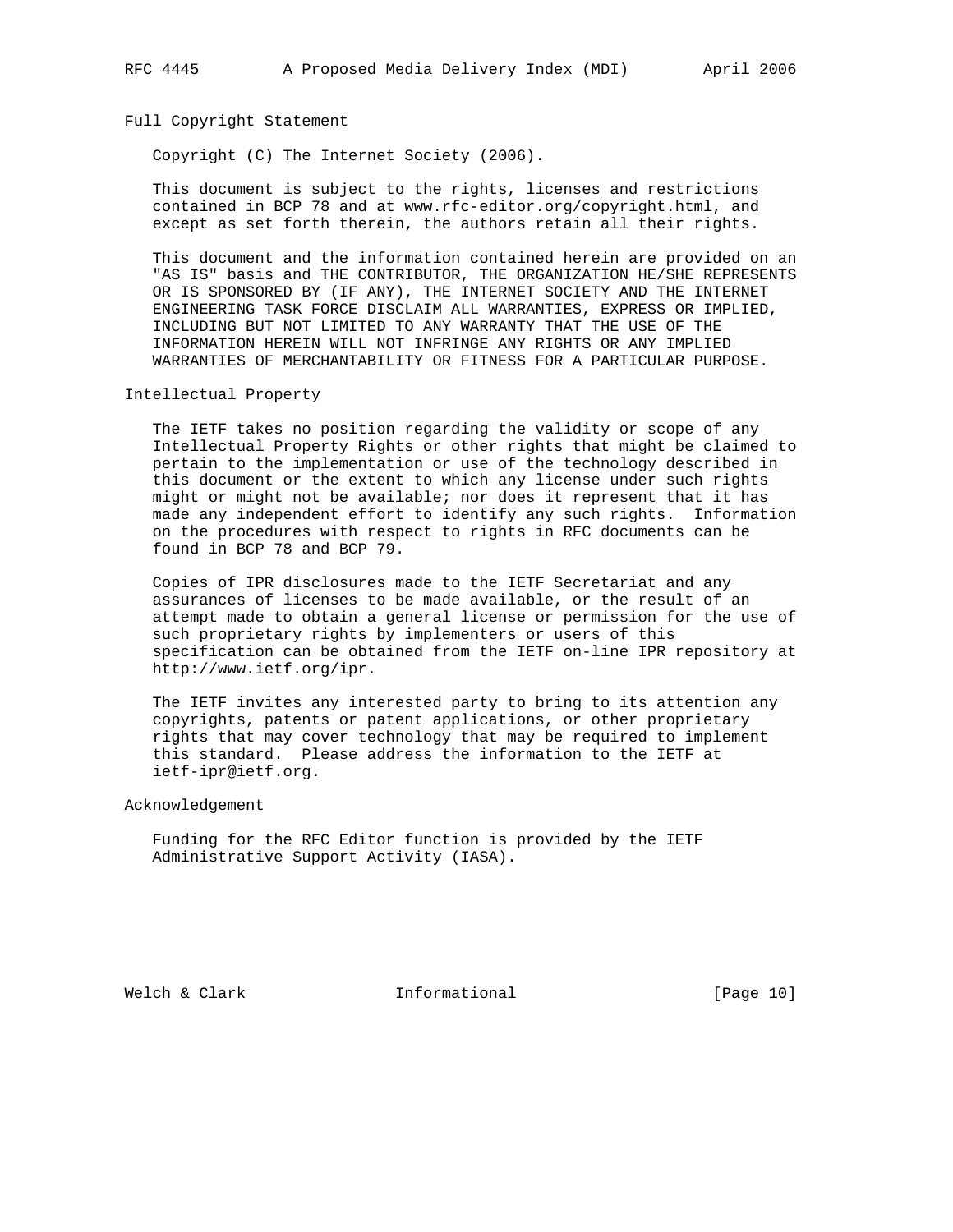## Full Copyright Statement

Copyright (C) The Internet Society (2006).

This document is subject to the rights, licenses and restrictions contained in BCP 78 and at www.rfc-editor.org/copyright.html, and except as set forth therein, the authors retain all their rights.

This document and the information contained herein are provided on an "AS IS" basis and THE CONTRIBUTOR, THE ORGANIZATION HE/SHE REPRESENTS OR IS SPONSORED BY (IF ANY), THE INTERNET SOCIETY AND THE INTERNET ENGINEERING TASK FORCE DISCLAIM ALL WARRANTIES, EXPRESS OR IMPLIED, INCLUDING BUT NOT LIMITED TO ANY WARRANTY THAT THE USE OF THE INFORMATION HEREIN WILL NOT INFRINGE ANY RIGHTS OR ANY IMPLIED WARRANTIES OF MERCHANTABILITY OR FITNESS FOR A PARTICULAR PURPOSE.

## Intellectual Property

The IETF takes no position regarding the validity or scope of any Intellectual Property Rights or other rights that might be claimed to pertain to the implementation or use of the technology described in this document or the extent to which any license under such rights might or might not be available; nor does it represent that it has made any independent effort to identify any such rights. Information on the procedures with respect to rights in RFC documents can be found in BCP 78 and BCP 79.

Copies of IPR disclosures made to the IETF Secretariat and any assurances of licenses to be made available, or the result of an attempt made to obtain a general license or permission for the use of such proprietary rights by implementers or users of this specification can be obtained from the IETF on-line IPR repository at http://www.ietf.org/ipr.

The IETF invites any interested party to bring to its attention any copyrights, patents or patent applications, or other proprietary rights that may cover technology that may be required to implement this standard. Please address the information to the IETF at ietf-ipr@ietf.org.

## Acknowledgement

Funding for the RFC Editor function is provided by the IETF Administrative Support Activity (IASA).